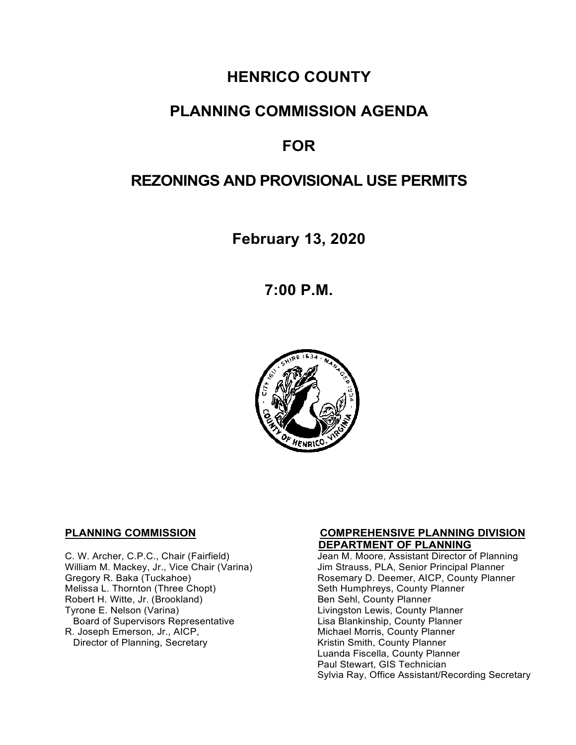# HENRICO COUNTY

# PLANNING COMMISSION AGENDA

# FOR

# REZONINGS AND PROVISIONAL USE PERMITS

**February 13, 2020**

**7:00 P.M.**

**PLANNING COMMISSION**

C. W. Archer, C.P.C., Chair (Fairfield)
William M. Mackey, Jr., Vice Chair (Varina)
Gregory R. Baka (Tuckahoe)
Melissa L. Thornton (Three Chopt)
Robert H. Witte, Jr. (Brookland)
Tyrone E. Nelson (Varina)
Board of Supervisors Representative
R. Joseph Emerson, Jr., AICP,
Director of Planning, Secretary

**COMPREHENSIVE PLANNING DIVISION DEPARTMENT OF PLANNING**

Jean M. Moore, Assistant Director of Planning
Jim Strauss, PLA, Senior Principal Planner
Rosemary D. Deemer, AICP, County Planner
Seth Humphreys, County Planner
Ben Sehl, County Planner
Livingston Lewis, County Planner
Lisa Blankinship, County Planner
Michael Morris, County Planner
Kristin Smith, County Planner
Luanda Fiscella, County Planner
Paul Stewart, GIS Technician
Sylvia Ray, Office Assistant/Recording Secretary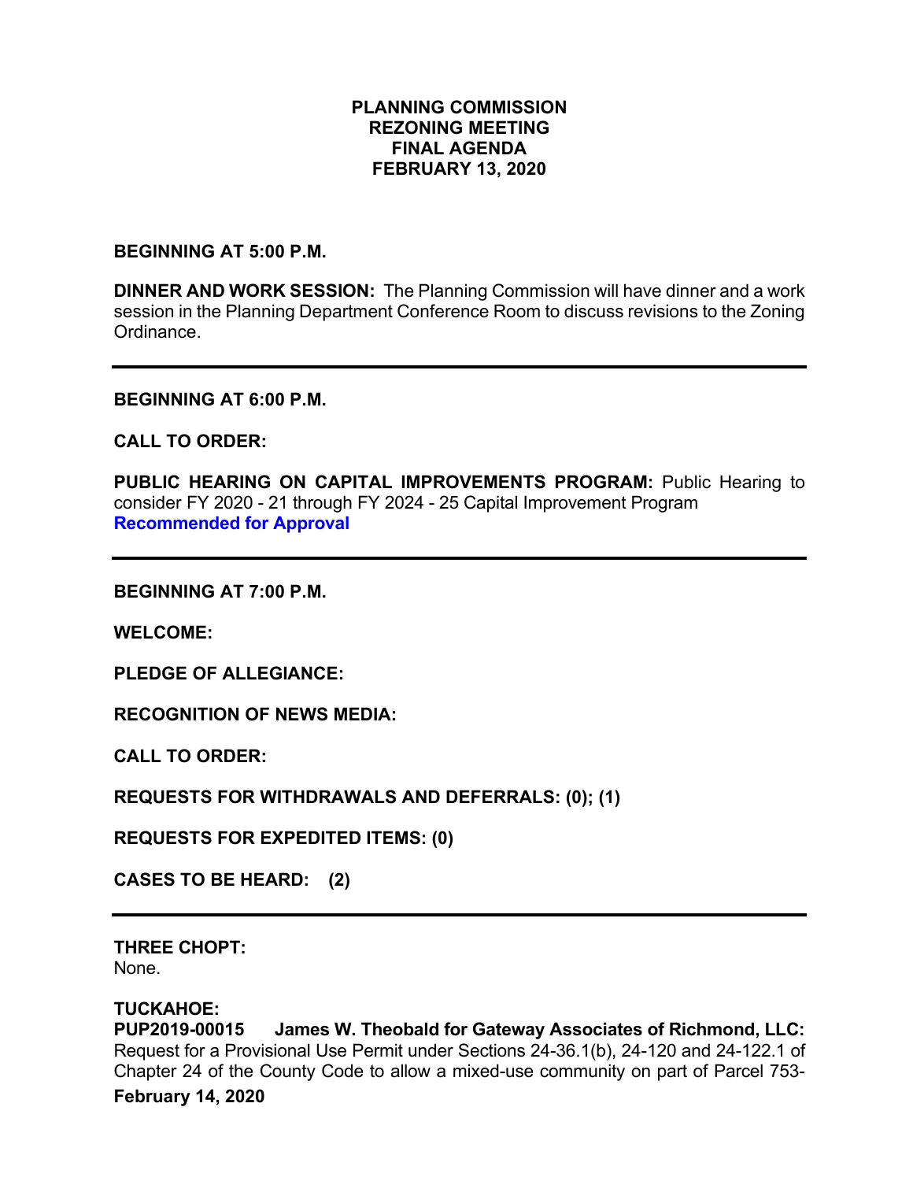# PLANNING COMMISSION
# REZONING MEETING
# FINAL AGENDA
# FEBRUARY 13, 2020

**BEGINNING AT 5:00 P.M.**

**DINNER AND WORK SESSION:** The Planning Commission will have dinner and a work session in the Planning Department Conference Room to discuss revisions to the Zoning Ordinance.

---

**BEGINNING AT 6:00 P.M.**

**CALL TO ORDER:**

**PUBLIC HEARING ON CAPITAL IMPROVEMENTS PROGRAM:** Public Hearing to consider FY 2020 - 21 through FY 2024 - 25 Capital Improvement Program
**Recommended for Approval**

---

**BEGINNING AT 7:00 P.M.**

**WELCOME:**

**PLEDGE OF ALLEGIANCE:**

**RECOGNITION OF NEWS MEDIA:**

**CALL TO ORDER:**

**REQUESTS FOR WITHDRAWALS AND DEFERRALS: (0); (1)**

**REQUESTS FOR EXPEDITED ITEMS: (0)**

**CASES TO BE HEARD: (2)**

---

**THREE CHOPT:**
None.

**TUCKAHOE:**
**PUP2019-00015 James W. Theobald for Gateway Associates of Richmond, LLC:** Request for a Provisional Use Permit under Sections 24-36.1(b), 24-120 and 24-122.1 of Chapter 24 of the County Code to allow a mixed-use community on part of Parcel 753-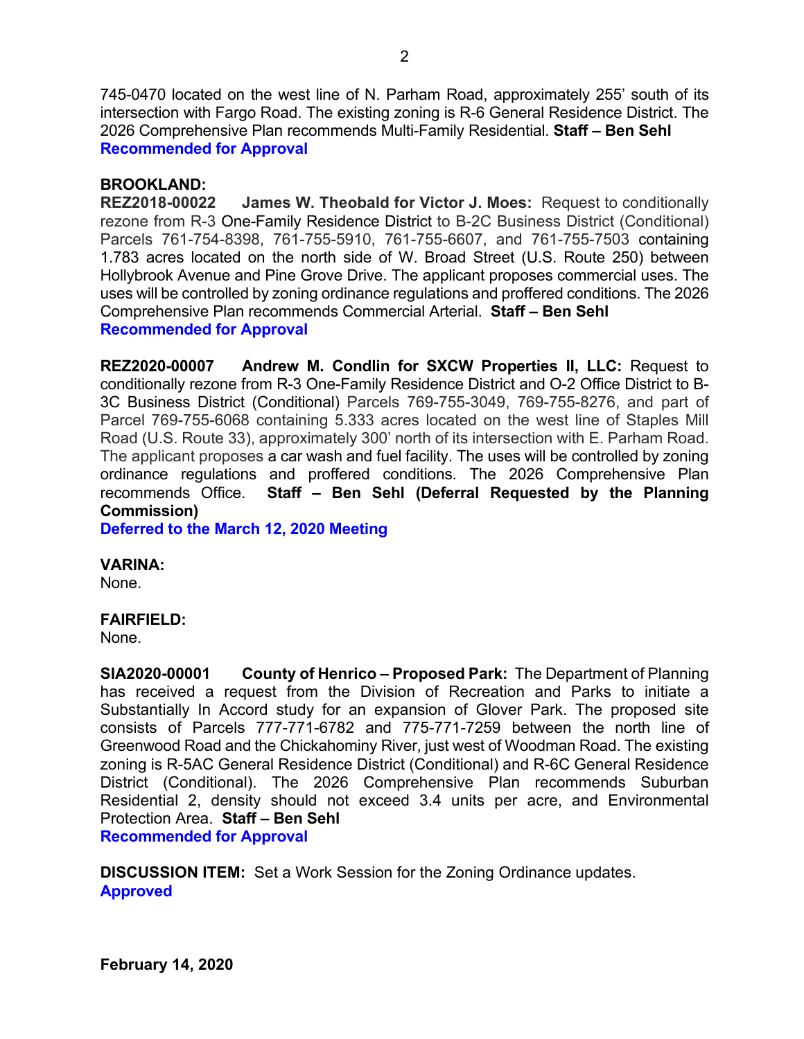745-0470 located on the west line of N. Parham Road, approximately 255' south of its intersection with Fargo Road. The existing zoning is R-6 General Residence District. The 2026 Comprehensive Plan recommends Multi-Family Residential. **Staff – Ben Sehl**
**Recommended for Approval**

**BROOKLAND:**
**REZ2018-00022 James W. Theobald for Victor J. Moes:** Request to conditionally rezone from R-3 One-Family Residence District to B-2C Business District (Conditional) Parcels 761-754-8398, 761-755-5910, 761-755-6607, and 761-755-7503 containing 1.783 acres located on the north side of W. Broad Street (U.S. Route 250) between Hollybrook Avenue and Pine Grove Drive. The applicant proposes commercial uses. The uses will be controlled by zoning ordinance regulations and proffered conditions. The 2026 Comprehensive Plan recommends Commercial Arterial. **Staff – Ben Sehl**
**Recommended for Approval**

**REZ2020-00007 Andrew M. Condlin for SXCW Properties II, LLC:** Request to conditionally rezone from R-3 One-Family Residence District and O-2 Office District to B-3C Business District (Conditional) Parcels 769-755-3049, 769-755-8276, and part of Parcel 769-755-6068 containing 5.333 acres located on the west line of Staples Mill Road (U.S. Route 33), approximately 300' north of its intersection with E. Parham Road. The applicant proposes a car wash and fuel facility. The uses will be controlled by zoning ordinance regulations and proffered conditions. The 2026 Comprehensive Plan recommends Office. **Staff – Ben Sehl (Deferral Requested by the Planning Commission)**
**Deferred to the March 12, 2020 Meeting**

**VARINA:**
None.

**FAIRFIELD:**
None.

**SIA2020-00001 County of Henrico – Proposed Park:** The Department of Planning has received a request from the Division of Recreation and Parks to initiate a Substantially In Accord study for an expansion of Glover Park. The proposed site consists of Parcels 777-771-6782 and 775-771-7259 between the north line of Greenwood Road and the Chickahominy River, just west of Woodman Road. The existing zoning is R-5AC General Residence District (Conditional) and R-6C General Residence District (Conditional). The 2026 Comprehensive Plan recommends Suburban Residential 2, density should not exceed 3.4 units per acre, and Environmental Protection Area. **Staff – Ben Sehl**
**Recommended for Approval**

**DISCUSSION ITEM:** Set a Work Session for the Zoning Ordinance updates.
**Approved**

**February 14, 2020**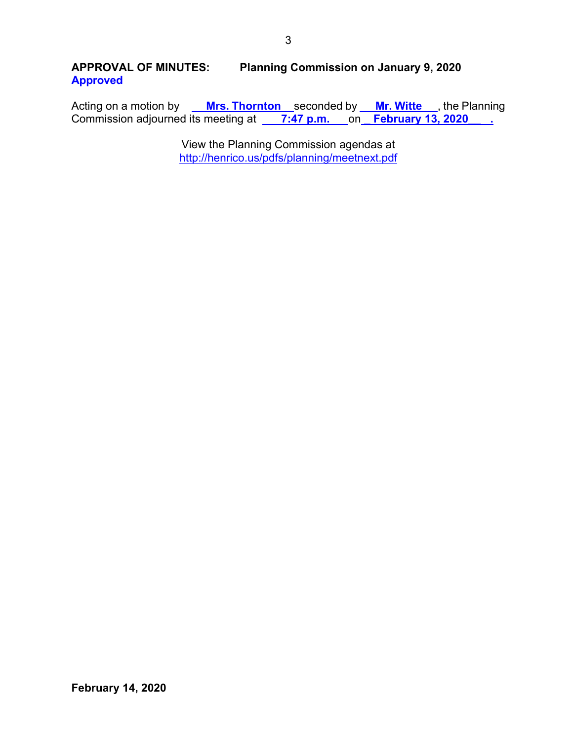**APPROVAL OF MINUTES: Planning Commission on January 9, 2020**
**Approved**

Acting on a motion by **Mrs. Thornton** seconded by **Mr. Witte**, the Planning Commission adjourned its meeting at **7:47 p.m.** on **February 13, 2020**.

View the Planning Commission agendas at
http://henrico.us/pdfs/planning/meetnext.pdf

**February 14, 2020**